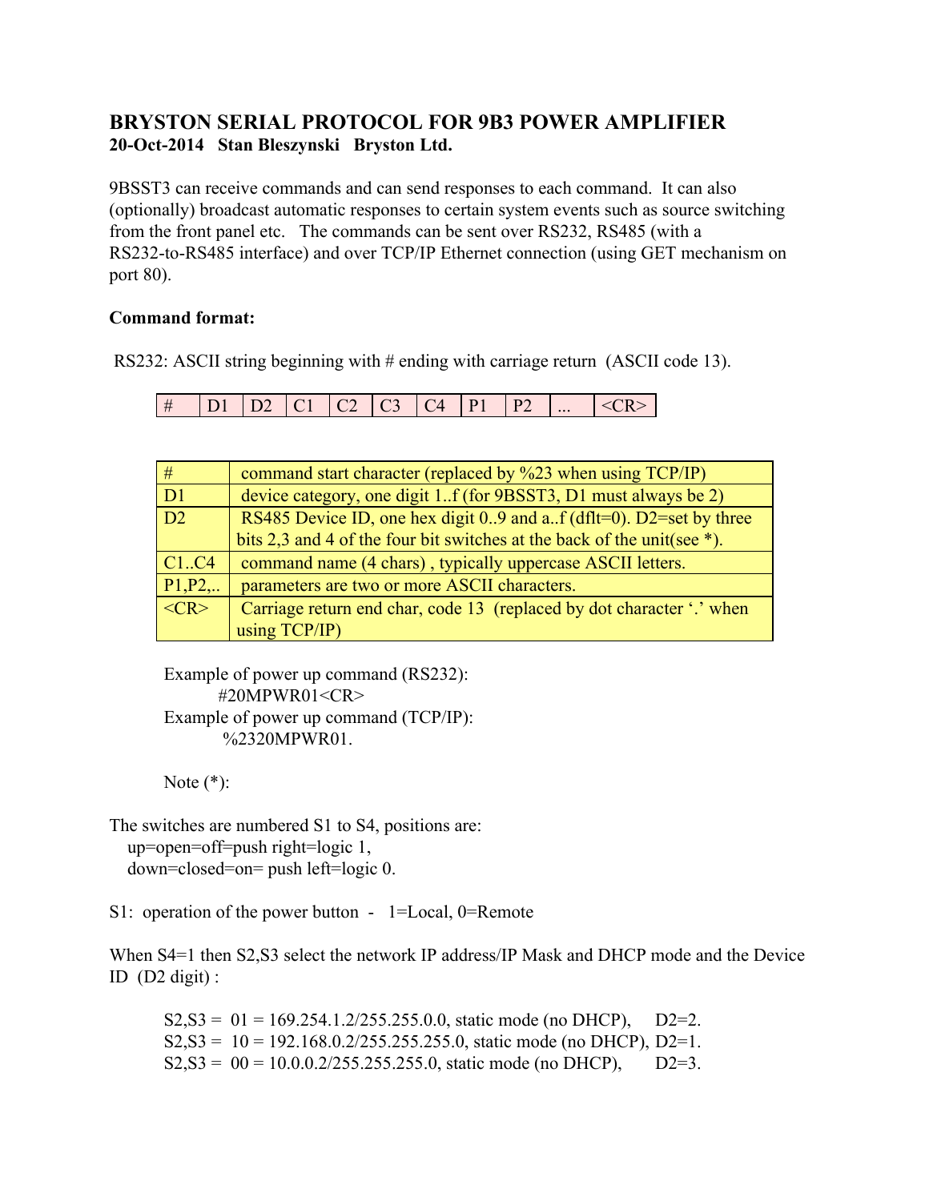# BRYSTON SERIAL PROTOCOL FOR 9B3 POWER AMPLIFIER

**20-Oct-2014 Stan Bleszynski Bryston Ltd.**

9BSST3 can receive commands and can send responses to each command. It can also (optionally) broadcast automatic responses to certain system events such as source switching from the front panel etc. The commands can be sent over RS232, RS485 (with a RS232-to-RS485 interface) and over TCP/IP Ethernet connection (using GET mechanism on port 80).

**Command format:**

RS232: ASCII string beginning with # ending with carriage return (ASCII code 13).

| # | D1 | D2 | C1 | C2 | C3 | C4 | P1 | P2 | ... | <CR> |
|---|---|---|---|---|---|---|---|---|---|---|

| | |
|---|---|
| # | command start character (replaced by %23 when using TCP/IP) |
| D1 | device category, one digit 1..f (for 9BSST3, D1 must always be 2) |
| D2 | RS485 Device ID, one hex digit 0..9 and a..f (dflt=0). D2=set by three bits 2,3 and 4 of the four bit switches at the back of the unit(see *). |
| C1..C4 | command name (4 chars) , typically uppercase ASCII letters. |
| P1,P2,.. | parameters are two or more ASCII characters. |
| <CR> | Carriage return end char, code 13 (replaced by dot character '.' when using TCP/IP) |

Example of power up command (RS232):

```
#20MPWR01<CR>
```

Example of power up command (TCP/IP):

```
%2320MPWR01.
```

Note (*):

The switches are numbered S1 to S4, positions are:
- up=open=off=push right=logic 1,
- down=closed=on= push left=logic 0.

S1: operation of the power button - 1=Local, 0=Remote

When S4=1 then S2,S3 select the network IP address/IP Mask and DHCP mode and the Device ID (D2 digit) :

S2,S3 = 01 = 169.254.1.2/255.255.0.0, static mode (no DHCP), D2=2.
S2,S3 = 10 = 192.168.0.2/255.255.255.0, static mode (no DHCP), D2=1.
S2,S3 = 00 = 10.0.0.2/255.255.255.0, static mode (no DHCP), D2=3.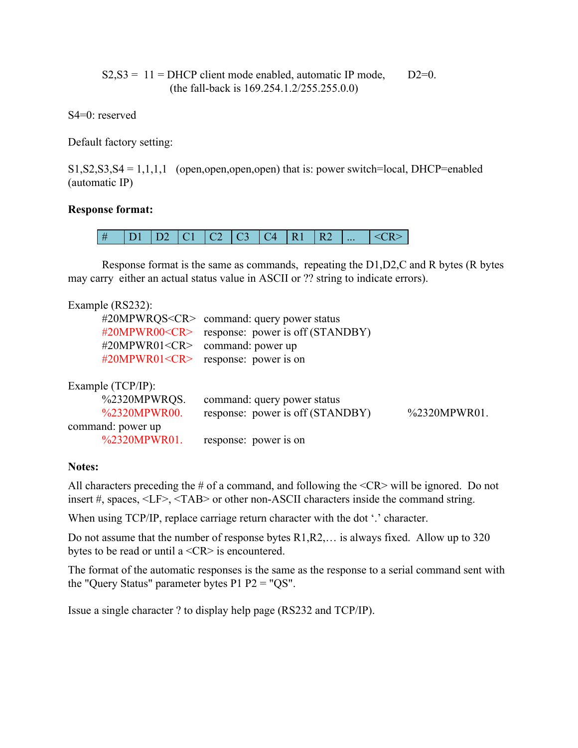S2,S3 = 11 = DHCP client mode enabled, automatic IP mode, D2=0.
(the fall-back is 169.254.1.2/255.255.0.0)

S4=0: reserved

Default factory setting:

S1,S2,S3,S4 = 1,1,1,1 (open,open,open,open) that is: power switch=local, DHCP=enabled (automatic IP)

**Response format:**

| # | D1 | D2 | C1 | C2 | C3 | C4 | R1 | R2 | ... | <CR> |
|---|---|---|---|---|---|---|---|---|---|---|

Response format is the same as commands, repeating the D1,D2,C and R bytes (R bytes may carry either an actual status value in ASCII or ?? string to indicate errors).

Example (RS232):

```
#20MPWRQS<CR>   command: query power status
#20MPWR00<CR>   response: power is off (STANDBY)
#20MPWR01<CR>   command: power up
#20MPWR01<CR>   response: power is on
```

Example (TCP/IP):

```
%2320MPWRQS.    command: query power status
%2320MPWR00.    response: power is off (STANDBY)
%2320MPWR01.    command: power up
%2320MPWR01.    response: power is on
```

**Notes:**

All characters preceding the # of a command, and following the <CR> will be ignored. Do not insert #, spaces, <LF>, <TAB> or other non-ASCII characters inside the command string.

When using TCP/IP, replace carriage return character with the dot '.' character.

Do not assume that the number of response bytes R1,R2,… is always fixed. Allow up to 320 bytes to be read or until a <CR> is encountered.

The format of the automatic responses is the same as the response to a serial command sent with the "Query Status" parameter bytes P1 P2 = "QS".

Issue a single character ? to display help page (RS232 and TCP/IP).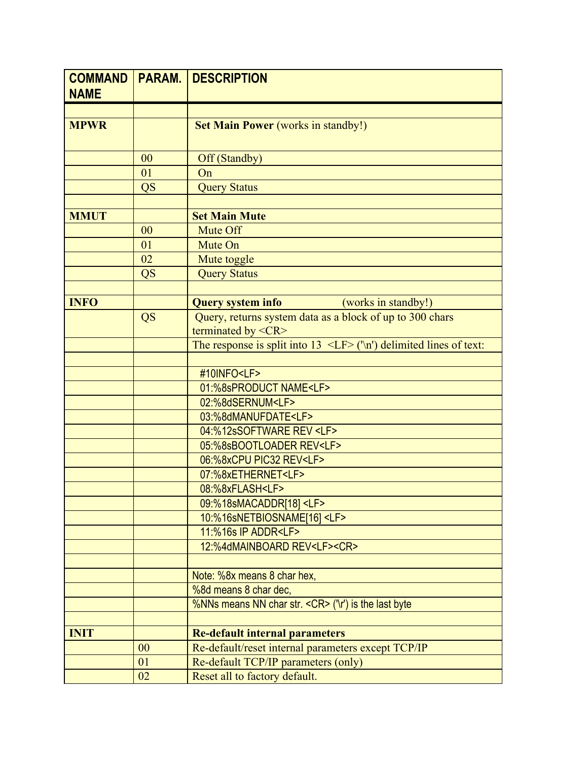| COMMAND NAME | PARAM. | DESCRIPTION |
|---|---|---|
| | | |
| **MPWR** | | **Set Main Power** (works in standby!) |
| | 00 | Off (Standby) |
| | 01 | On |
| | QS | Query Status |
| | | |
| **MMUT** | | **Set Main Mute** |
| | 00 | Mute Off |
| | 01 | Mute On |
| | 02 | Mute toggle |
| | QS | Query Status |
| | | |
| **INFO** | | **Query system info** (works in standby!) |
| | QS | Query, returns system data as a block of up to 300 chars terminated by <CR> |
| | | The response is split into 13 <LF> ('\n') delimited lines of text: |
| | | |
| | | #10INFO<LF> |
| | | 01:%8sPRODUCT NAME<LF> |
| | | 02:%8dSERNUM<LF> |
| | | 03:%8dMANUFDATE<LF> |
| | | 04:%12sSOFTWARE REV <LF> |
| | | 05:%8sBOOTLOADER REV<LF> |
| | | 06:%8xCPU PIC32 REV<LF> |
| | | 07:%8xETHERNET<LF> |
| | | 08:%8xFLASH<LF> |
| | | 09:%18sMACADDR[18] <LF> |
| | | 10:%16sNETBIOSNAME[16] <LF> |
| | | 11:%16s IP ADDR<LF> |
| | | 12:%4dMAINBOARD REV<LF><CR> |
| | | |
| | | Note: %8x means 8 char hex, |
| | | %8d means 8 char dec, |
| | | %NNs means NN char str. <CR> ('\r') is the last byte |
| | | |
| **INIT** | | **Re-default internal parameters** |
| | 00 | Re-default/reset internal parameters except TCP/IP |
| | 01 | Re-default TCP/IP parameters (only) |
| | 02 | Reset all to factory default. |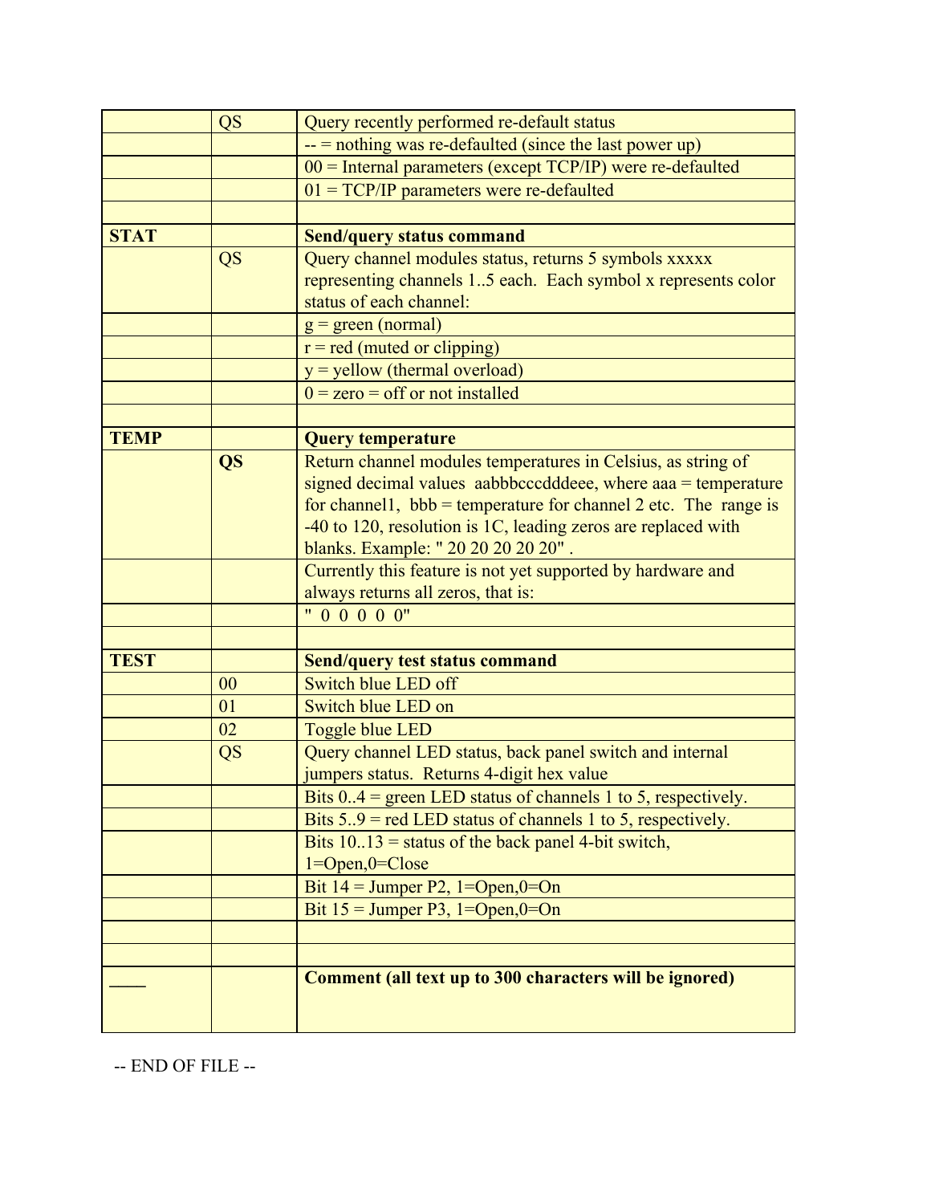| | | |
|---|---|---|
| | QS | Query recently performed re-default status |
| | | -- = nothing was re-defaulted (since the last power up) |
| | | 00 = Internal parameters (except TCP/IP) were re-defaulted |
| | | 01 = TCP/IP parameters were re-defaulted |
| | | |
| **STAT** | | **Send/query status command** |
| | QS | Query channel modules status, returns 5 symbols xxxxx representing channels 1..5 each.  Each symbol x represents color status of each channel: |
| | | g = green (normal) |
| | | r = red (muted or clipping) |
| | | y = yellow (thermal overload) |
| | | 0 = zero = off or not installed |
| | | |
| **TEMP** | | **Query temperature** |
| | **QS** | Return channel modules temperatures in Celsius, as string of signed decimal values  aabbbcccdddeee, where aaa = temperature for channel1,  bbb = temperature for channel 2 etc.  The  range is -40 to 120, resolution is 1C, leading zeros are replaced with blanks. Example: " 20 20 20 20 20" . |
| | | Currently this feature is not yet supported by hardware and always returns all zeros, that is: |
| | | "  0  0  0  0  0" |
| | | |
| **TEST** | | **Send/query test status command** |
| | 00 | Switch blue LED off |
| | 01 | Switch blue LED on |
| | 02 | Toggle blue LED |
| | QS | Query channel LED status, back panel switch and internal jumpers status.  Returns 4-digit hex value |
| | | Bits 0..4 = green LED status of channels 1 to 5, respectively. |
| | | Bits 5..9 = red LED status of channels 1 to 5, respectively. |
| | | Bits 10..13 = status of the back panel 4-bit switch, 1=Open,0=Close |
| | | Bit 14 = Jumper P2, 1=Open,0=On |
| | | Bit 15 = Jumper P3, 1=Open,0=On |
| | | |
| | | |
| **____** | | **Comment (all text up to 300 characters will be ignored)** |

-- END OF FILE --